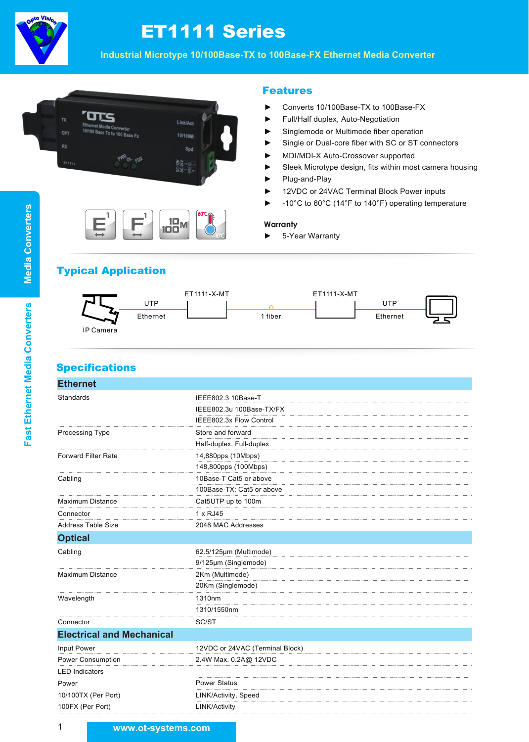# ET1111 Series

## Industrial Microtype 10/100Base-TX to 100Base-FX Ethernet Media Converter

## Features

- Converts 10/100Base-TX to 100Base-FX
- Full/Half duplex, Auto-Negotiation
- Singlemode or Multimode fiber operation
- Single or Dual-core fiber with SC or ST connectors
- MDI/MDI-X Auto-Crossover supported
- Sleek Microtype design, fits within most camera housing
- Plug-and-Play
- 12VDC or 24VAC Terminal Block Power inputs
- -10°C to 60°C (14°F to 140°F) operating temperature

**Warranty**

- 5-Year Warranty

## Typical Application

IP Camera — UTP Ethernet — ET1111-X-MT — 1 fiber — ET1111-X-MT — UTP Ethernet

## Specifications

| **Ethernet** | |
|---|---|
| Standards | IEEE802.3 10Base-T |
| | IEEE802.3u 100Base-TX/FX |
| | IEEE802.3x Flow Control |
| Processing Type | Store and forward |
| | Half-duplex, Full-duplex |
| Forward Filter Rate | 14,880pps (10Mbps) |
| | 148,800pps (100Mbps) |
| Cabling | 10Base-T Cat5 or above |
| | 100Base-TX: Cat5 or above |
| Maximum Distance | Cat5UTP up to 100m |
| Connector | 1 x RJ45 |
| Address Table Size | 2048 MAC Addresses |
| **Optical** | |
| Cabling | 62.5/125μm (Multimode) |
| | 9/125μm (Singlemode) |
| Maximum Distance | 2Km (Multimode) |
| | 20Km (Singlemode) |
| Wavelength | 1310nm |
| | 1310/1550nm |
| Connector | SC/ST |
| **Electrical and Mechanical** | |
| Input Power | 12VDC or 24VAC (Terminal Block) |
| Power Consumption | 2.4W Max. 0.2A@ 12VDC |
| LED Indicators | |
| Power | Power Status |
| 10/100TX (Per Port) | LINK/Activity, Speed |
| 100FX (Per Port) | LINK/Activity |

www.ot-systems.com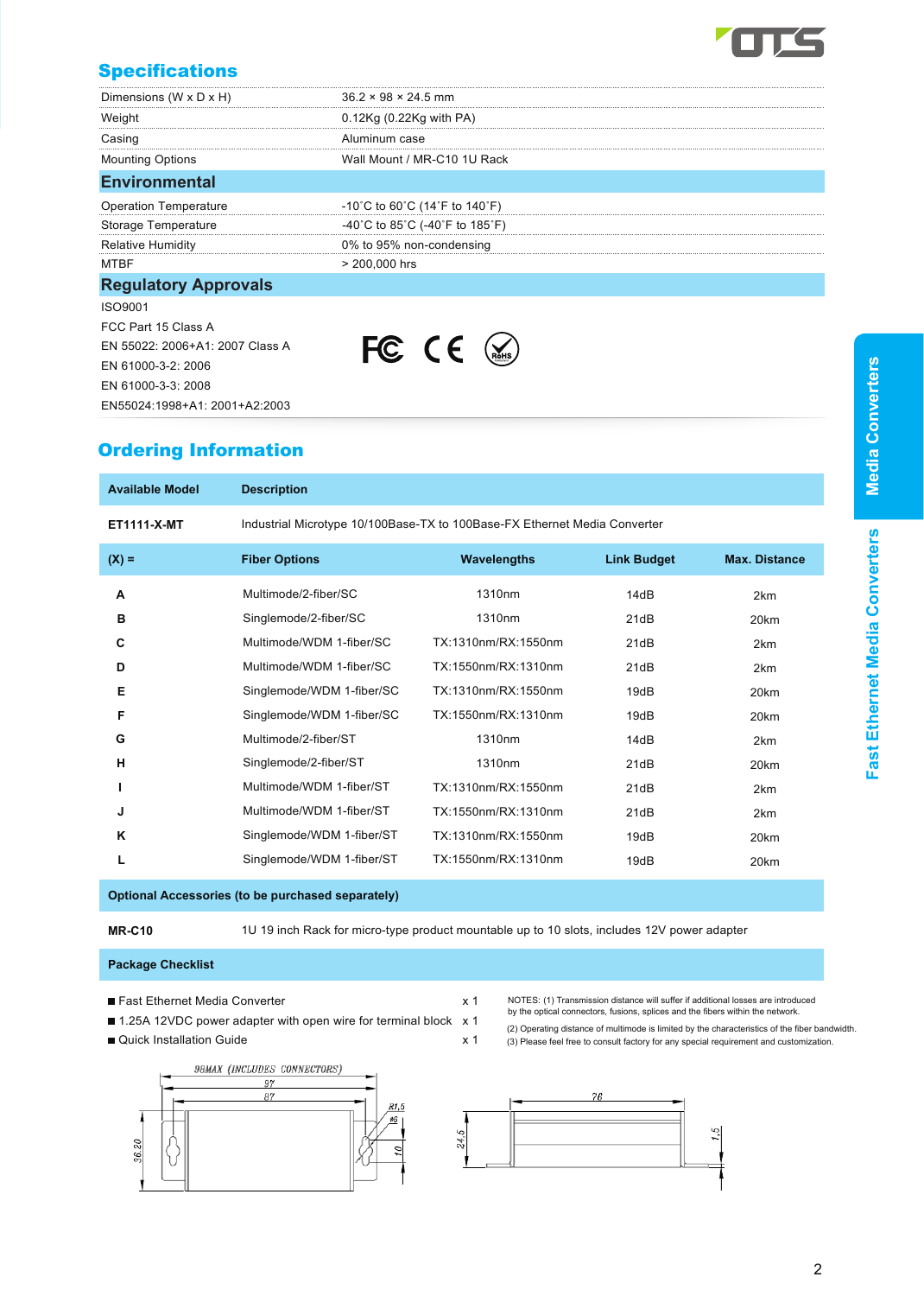## Specifications

| | |
|---|---|
| Dimensions (W x D x H) | 36.2 × 98 × 24.5 mm |
| Weight | 0.12Kg (0.22Kg with PA) |
| Casing | Aluminum case |
| Mounting Options | Wall Mount / MR-C10 1U Rack |

### Environmental

| | |
|---|---|
| Operation Temperature | -10˚C to 60˚C (14˚F to 140˚F) |
| Storage Temperature | -40˚C to 85˚C (-40˚F to 185˚F) |
| Relative Humidity | 0% to 95% non-condensing |
| MTBF | > 200,000 hrs |

### Regulatory Approvals

ISO9001
FCC Part 15 Class A
EN 55022: 2006+A1: 2007 Class A
EN 61000-3-2: 2006
EN 61000-3-3: 2008
EN55024:1998+A1: 2001+A2:2003

## Ordering Information

| Available Model | Description | | | |
|---|---|---|---|---|
| **ET1111-X-MT** | Industrial Microtype 10/100Base-TX to 100Base-FX Ethernet Media Converter | | | |
| **(X) =** | **Fiber Options** | **Wavelengths** | **Link Budget** | **Max. Distance** |
| **A** | Multimode/2-fiber/SC | 1310nm | 14dB | 2km |
| **B** | Singlemode/2-fiber/SC | 1310nm | 21dB | 20km |
| **C** | Multimode/WDM 1-fiber/SC | TX:1310nm/RX:1550nm | 21dB | 2km |
| **D** | Multimode/WDM 1-fiber/SC | TX:1550nm/RX:1310nm | 21dB | 2km |
| **E** | Singlemode/WDM 1-fiber/SC | TX:1310nm/RX:1550nm | 19dB | 20km |
| **F** | Singlemode/WDM 1-fiber/SC | TX:1550nm/RX:1310nm | 19dB | 20km |
| **G** | Multimode/2-fiber/ST | 1310nm | 14dB | 2km |
| **H** | Singlemode/2-fiber/ST | 1310nm | 21dB | 20km |
| **I** | Multimode/WDM 1-fiber/ST | TX:1310nm/RX:1550nm | 21dB | 2km |
| **J** | Multimode/WDM 1-fiber/ST | TX:1550nm/RX:1310nm | 21dB | 2km |
| **K** | Singlemode/WDM 1-fiber/ST | TX:1310nm/RX:1550nm | 19dB | 20km |
| **L** | Singlemode/WDM 1-fiber/ST | TX:1550nm/RX:1310nm | 19dB | 20km |

**Optional Accessories (to be purchased separately)**

| | |
|---|---|
| **MR-C10** | 1U 19 inch Rack for micro-type product mountable up to 10 slots, includes 12V power adapter |

**Package Checklist**

- Fast Ethernet Media Converter x 1
- 1.25A 12VDC power adapter with open wire for terminal block x 1
- Quick Installation Guide x 1

NOTES: (1) Transmission distance will suffer if additional losses are introduced by the optical connectors, fusions, splices and the fibers within the network.
(2) Operating distance of multimode is limited by the characteristics of the fiber bandwidth.
(3) Please feel free to consult factory for any special requirement and customization.

98MAX (INCLUDES CONNECTORS)
97
87
R1.5
Ø6
10
36.20

76
24.5
1.5